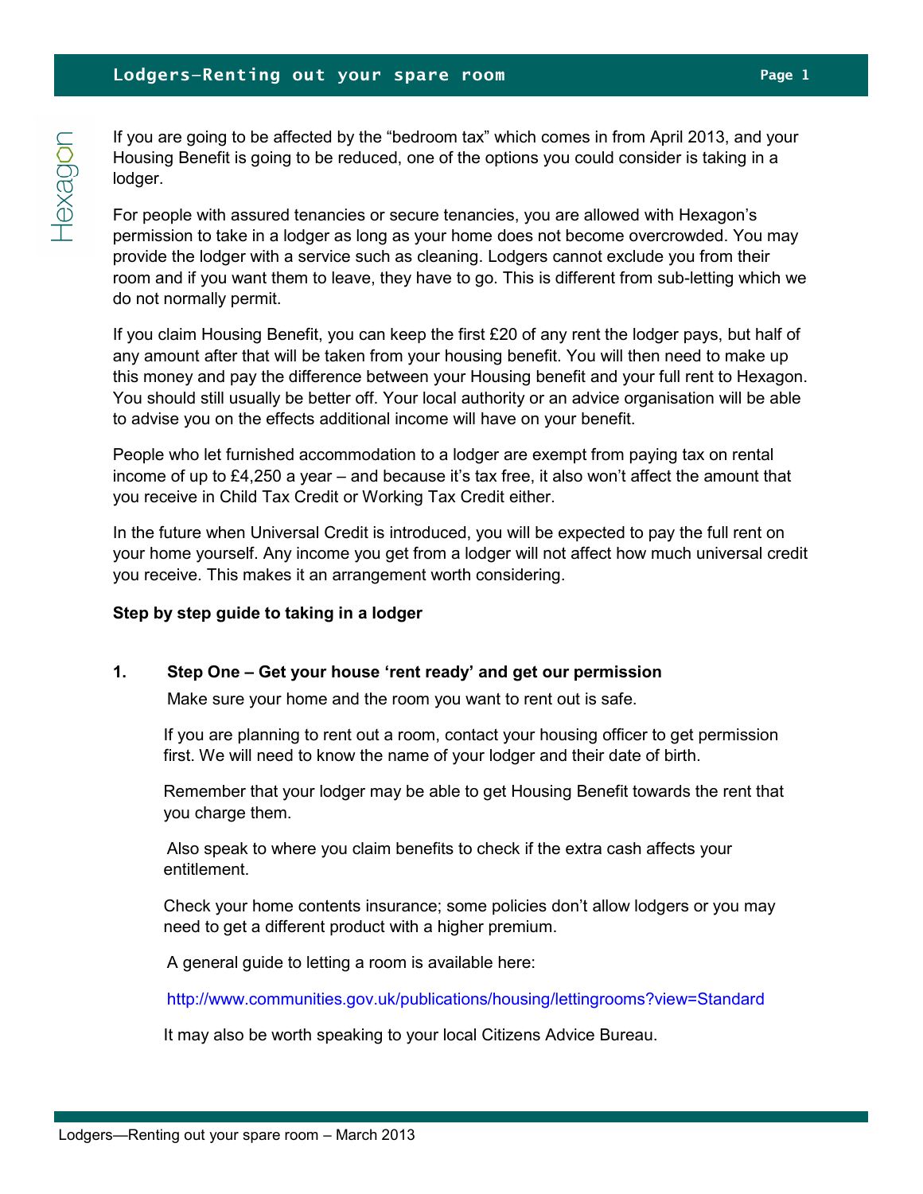# Lodgers—Renting out your spare room

If you are going to be affected by the “bedroom tax” which comes in from April 2013, and your Housing Benefit is going to be reduced, one of the options you could consider is taking in a lodger.

For people with assured tenancies or secure tenancies, you are allowed with Hexagon’s permission to take in a lodger as long as your home does not become overcrowded. You may provide the lodger with a service such as cleaning. Lodgers cannot exclude you from their room and if you want them to leave, they have to go. This is different from sub-letting which we do not normally permit.

If you claim Housing Benefit, you can keep the first £20 of any rent the lodger pays, but half of any amount after that will be taken from your housing benefit. You will then need to make up this money and pay the difference between your Housing benefit and your full rent to Hexagon. You should still usually be better off. Your local authority or an advice organisation will be able to advise you on the effects additional income will have on your benefit.

People who let furnished accommodation to a lodger are exempt from paying tax on rental income of up to £4,250 a year – and because it’s tax free, it also won’t affect the amount that you receive in Child Tax Credit or Working Tax Credit either.

In the future when Universal Credit is introduced, you will be expected to pay the full rent on your home yourself. Any income you get from a lodger will not affect how much universal credit you receive. This makes it an arrangement worth considering.

**Step by step guide to taking in a lodger**

1. **Step One – Get your house ‘rent ready’ and get our permission**

   Make sure your home and the room you want to rent out is safe.

   If you are planning to rent out a room, contact your housing officer to get permission first. We will need to know the name of your lodger and their date of birth.

   Remember that your lodger may be able to get Housing Benefit towards the rent that you charge them.

   Also speak to where you claim benefits to check if the extra cash affects your entitlement.

   Check your home contents insurance; some policies don’t allow lodgers or you may need to get a different product with a higher premium.

   A general guide to letting a room is available here:

   http://www.communities.gov.uk/publications/housing/lettingrooms?view=Standard

   It may also be worth speaking to your local Citizens Advice Bureau.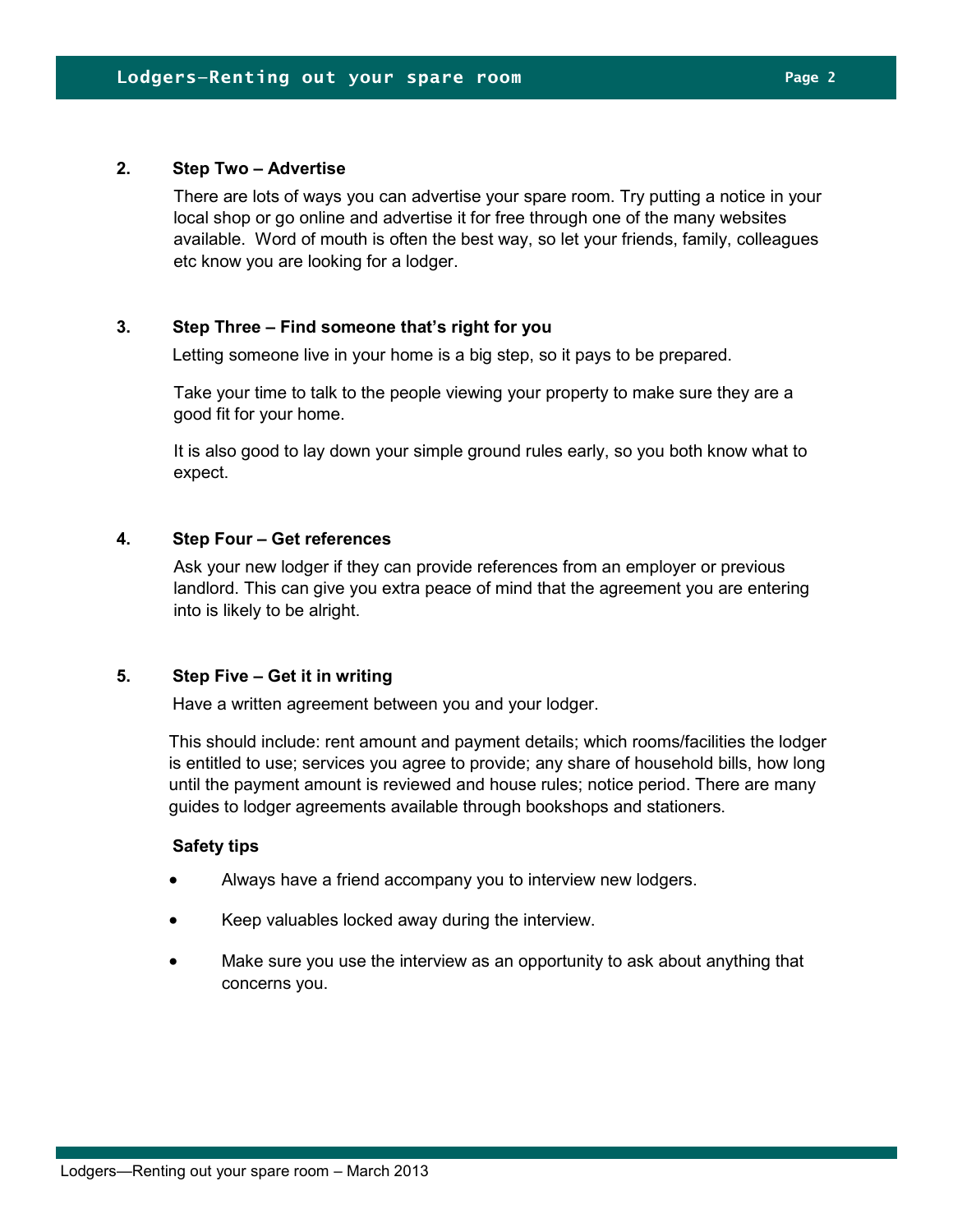## 2. Step Two – Advertise

There are lots of ways you can advertise your spare room. Try putting a notice in your local shop or go online and advertise it for free through one of the many websites available. Word of mouth is often the best way, so let your friends, family, colleagues etc know you are looking for a lodger.

## 3. Step Three – Find someone that's right for you

Letting someone live in your home is a big step, so it pays to be prepared.

Take your time to talk to the people viewing your property to make sure they are a good fit for your home.

It is also good to lay down your simple ground rules early, so you both know what to expect.

## 4. Step Four – Get references

Ask your new lodger if they can provide references from an employer or previous landlord. This can give you extra peace of mind that the agreement you are entering into is likely to be alright.

## 5. Step Five – Get it in writing

Have a written agreement between you and your lodger.

This should include: rent amount and payment details; which rooms/facilities the lodger is entitled to use; services you agree to provide; any share of household bills, how long until the payment amount is reviewed and house rules; notice period. There are many guides to lodger agreements available through bookshops and stationers.

**Safety tips**

- Always have a friend accompany you to interview new lodgers.
- Keep valuables locked away during the interview.
- Make sure you use the interview as an opportunity to ask about anything that concerns you.